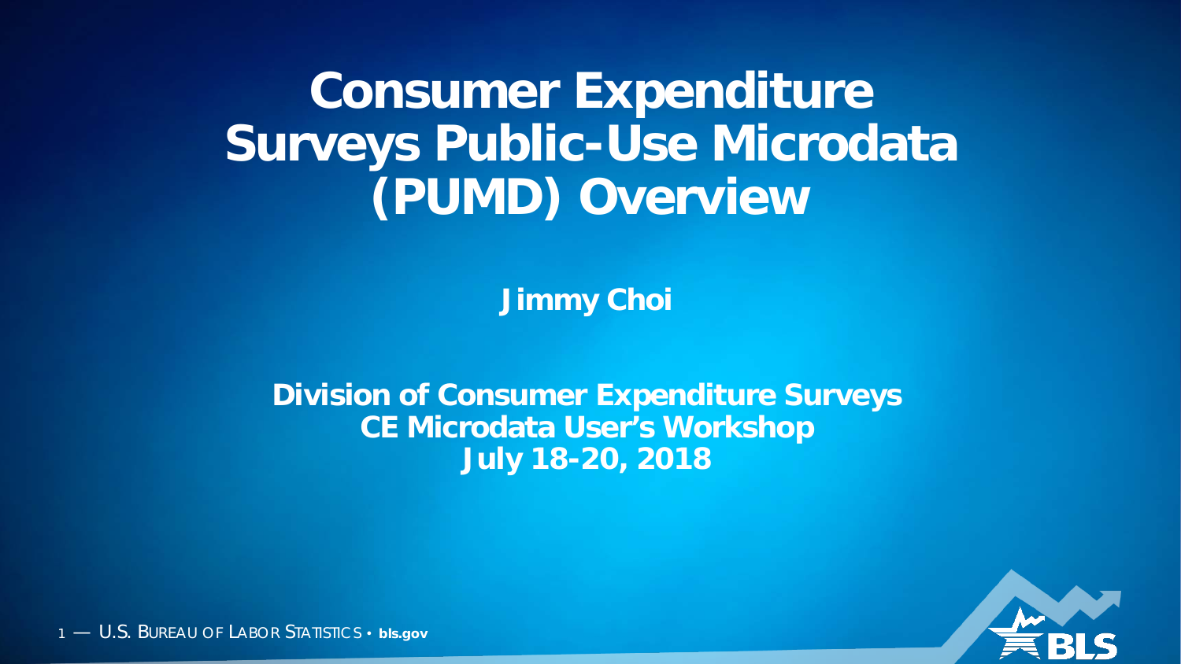# Consumer Expenditure Surveys Public-Use Microdata (PUMD) Overview

**Jimmy Choi**

**Division of Consumer Expenditure Surveys**
**CE Microdata User's Workshop**
**July 18-20, 2018**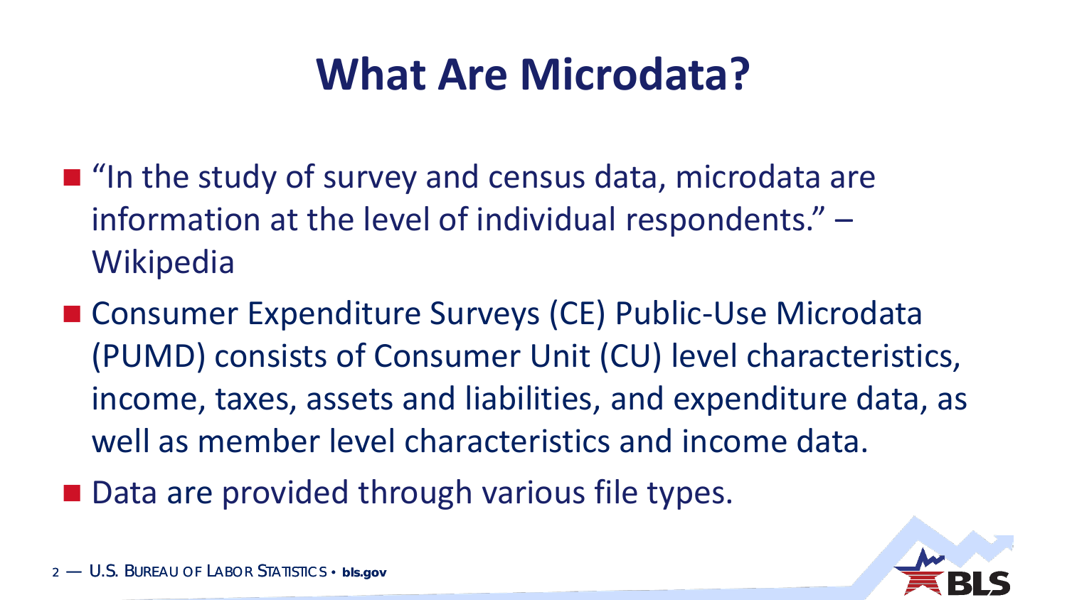# What Are Microdata?

- "In the study of survey and census data, microdata are information at the level of individual respondents." – Wikipedia
- Consumer Expenditure Surveys (CE) Public-Use Microdata (PUMD) consists of Consumer Unit (CU) level characteristics, income, taxes, assets and liabilities, and expenditure data, as well as member level characteristics and income data.
- Data are provided through various file types.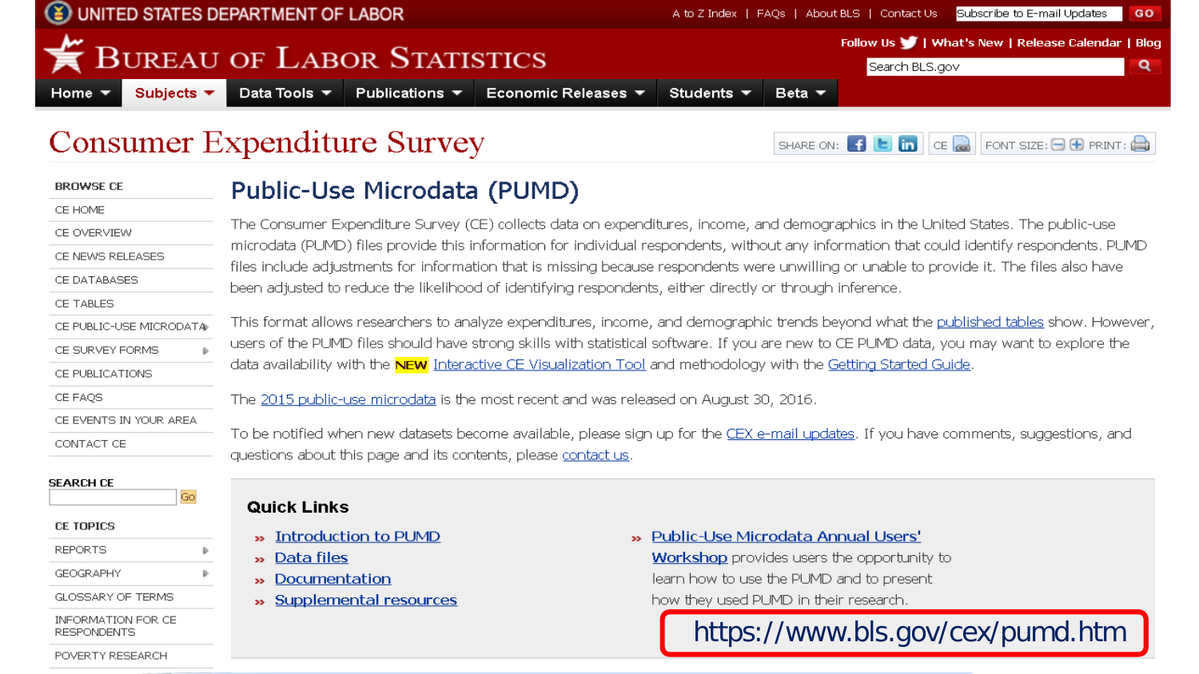UNITED STATES DEPARTMENT OF LABOR

A to Z Index | FAQs | About BLS | Contact Us | Subscribe to E-mail Updates GO

# Bureau of Labor Statistics

Follow Us | What's New | Release Calendar | Blog

Search BLS.gov

Home | Subjects | Data Tools | Publications | Economic Releases | Students | Beta

# Consumer Expenditure Survey

SHARE ON: | CE | FONT SIZE: | PRINT:

**BROWSE CE**

- CE HOME
- CE OVERVIEW
- CE NEWS RELEASES
- CE DATABASES
- CE TABLES
- CE PUBLIC-USE MICRODATA
- CE SURVEY FORMS
- CE PUBLICATIONS
- CE FAQS
- CE EVENTS IN YOUR AREA
- CONTACT CE

**SEARCH CE**

Go

**CE TOPICS**

- REPORTS
- GEOGRAPHY
- GLOSSARY OF TERMS
- INFORMATION FOR CE RESPONDENTS
- POVERTY RESEARCH

## Public-Use Microdata (PUMD)

The Consumer Expenditure Survey (CE) collects data on expenditures, income, and demographics in the United States. The public-use microdata (PUMD) files provide this information for individual respondents, without any information that could identify respondents. PUMD files include adjustments for information that is missing because respondents were unwilling or unable to provide it. The files also have been adjusted to reduce the likelihood of identifying respondents, either directly or through inference.

This format allows researchers to analyze expenditures, income, and demographic trends beyond what the published tables show. However, users of the PUMD files should have strong skills with statistical software. If you are new to CE PUMD data, you may want to explore the data availability with the **NEW** Interactive CE Visualization Tool and methodology with the Getting Started Guide.

The 2015 public-use microdata is the most recent and was released on August 30, 2016.

To be notified when new datasets become available, please sign up for the CEX e-mail updates. If you have comments, suggestions, and questions about this page and its contents, please contact us.

### Quick Links

- Introduction to PUMD
- Data files
- Documentation
- Supplemental resources
- Public-Use Microdata Annual Users' Workshop provides users the opportunity to learn how to use the PUMD and to present how they used PUMD in their research.

https://www.bls.gov/cex/pumd.htm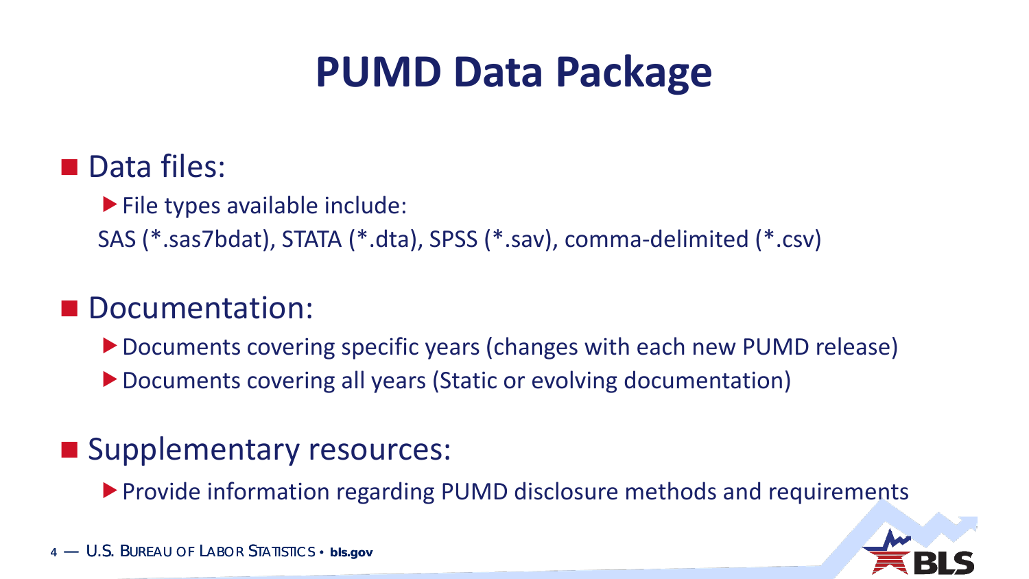# PUMD Data Package

- Data files:
  - File types available include:

    SAS (*.sas7bdat), STATA (*.dta), SPSS (*.sav), comma-delimited (*.csv)
- Documentation:
  - Documents covering specific years (changes with each new PUMD release)
  - Documents covering all years (Static or evolving documentation)
- Supplementary resources:
  - Provide information regarding PUMD disclosure methods and requirements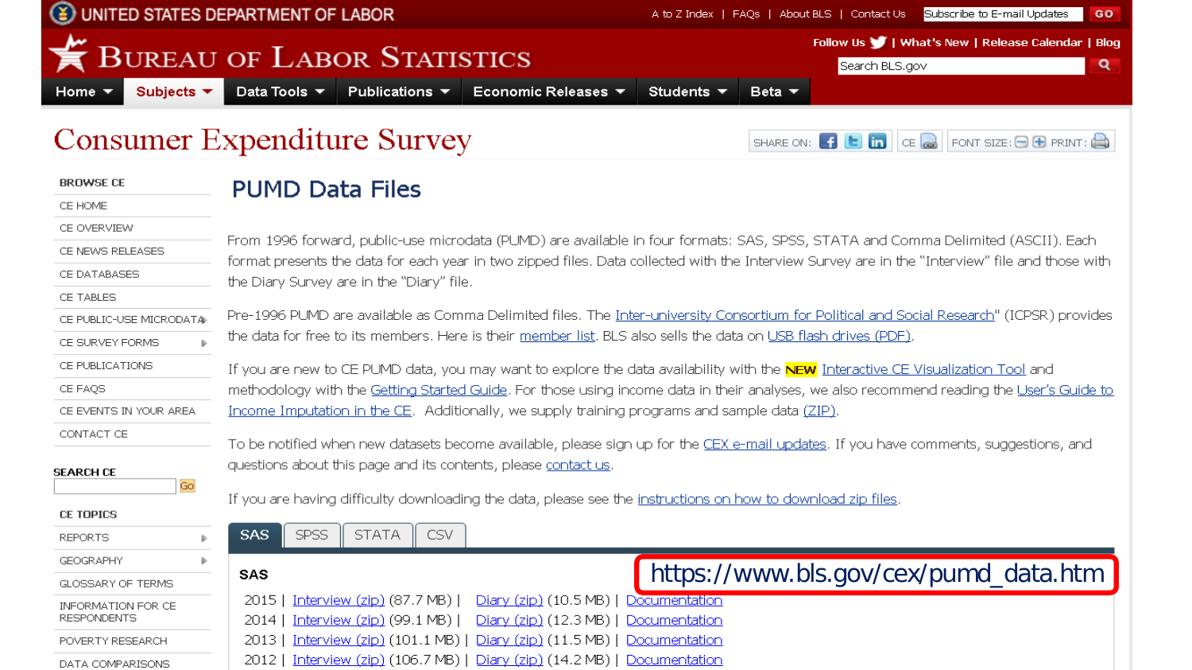UNITED STATES DEPARTMENT OF LABOR

A to Z Index | FAQs | About BLS | Contact Us | Subscribe to E-mail Updates GO

# BUREAU OF LABOR STATISTICS

Follow Us | What's New | Release Calendar | Blog

Search BLS.gov

Home | Subjects | Data Tools | Publications | Economic Releases | Students | Beta

# Consumer Expenditure Survey

SHARE ON: | CE | FONT SIZE: | PRINT:

**BROWSE CE**

- CE HOME
- CE OVERVIEW
- CE NEWS RELEASES
- CE DATABASES
- CE TABLES
- CE PUBLIC-USE MICRODATA
- CE SURVEY FORMS
- CE PUBLICATIONS
- CE FAQS
- CE EVENTS IN YOUR AREA
- CONTACT CE

**SEARCH CE**

Go

**CE TOPICS**

- REPORTS
- GEOGRAPHY
- GLOSSARY OF TERMS
- INFORMATION FOR CE RESPONDENTS
- POVERTY RESEARCH
- DATA COMPARISONS

## PUMD Data Files

From 1996 forward, public-use microdata (PUMD) are available in four formats: SAS, SPSS, STATA and Comma Delimited (ASCII). Each format presents the data for each year in two zipped files. Data collected with the Interview Survey are in the "Interview" file and those with the Diary Survey are in the "Diary" file.

Pre-1996 PUMD are available as Comma Delimited files. The Inter-university Consortium for Political and Social Research" (ICPSR) provides the data for free to its members. Here is their member list. BLS also sells the data on USB flash drives (PDF).

If you are new to CE PUMD data, you may want to explore the data availability with the **NEW** Interactive CE Visualization Tool and methodology with the Getting Started Guide. For those using income data in their analyses, we also recommend reading the User's Guide to Income Imputation in the CE. Additionally, we supply training programs and sample data (ZIP).

To be notified when new datasets become available, please sign up for the CEX e-mail updates. If you have comments, suggestions, and questions about this page and its contents, please contact us.

If you are having difficulty downloading the data, please see the instructions on how to download zip files.

SAS | SPSS | STATA | CSV

**SAS**

https://www.bls.gov/cex/pumd_data.htm

2015 | Interview (zip) (87.7 MB) | Diary (zip) (10.5 MB) | Documentation
2014 | Interview (zip) (99.1 MB) | Diary (zip) (12.3 MB) | Documentation
2013 | Interview (zip) (101.1 MB) | Diary (zip) (11.5 MB) | Documentation
2012 | Interview (zip) (106.7 MB) | Diary (zip) (14.2 MB) | Documentation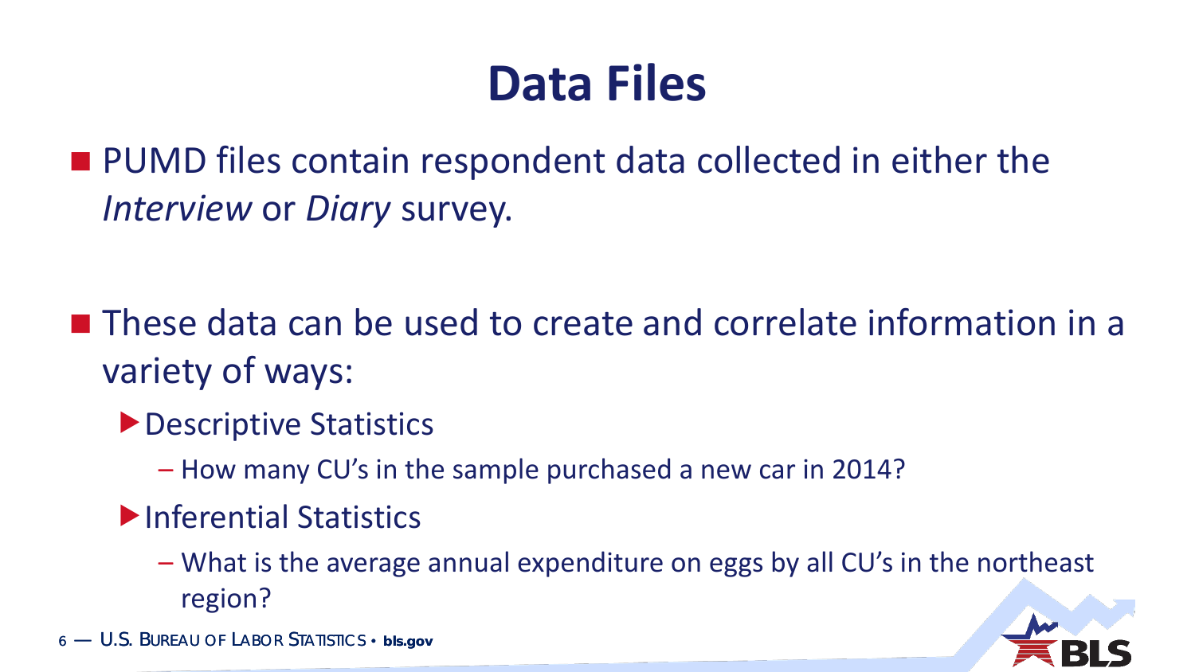# Data Files

- PUMD files contain respondent data collected in either the *Interview* or *Diary* survey.

- These data can be used to create and correlate information in a variety of ways:
  - Descriptive Statistics
    - How many CU's in the sample purchased a new car in 2014?
  - Inferential Statistics
    - What is the average annual expenditure on eggs by all CU's in the northeast region?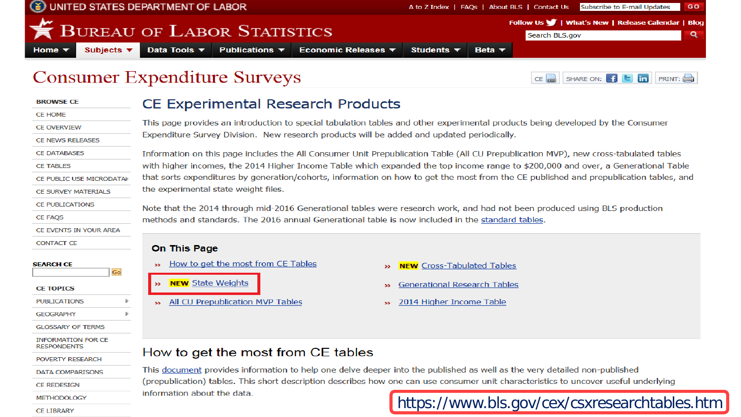UNITED STATES DEPARTMENT OF LABOR

A to Z Index | FAQs | About BLS | Contact Us

Subscribe to E-mail Updates GO

BUREAU OF LABOR STATISTICS

Follow Us | What's New | Release Calendar | Blog

Search BLS.gov

Home | Subjects | Data Tools | Publications | Economic Releases | Students | Beta

# Consumer Expenditure Surveys

CE | SHARE ON: | PRINT:

**BROWSE CE**

- CE HOME
- CE OVERVIEW
- CE NEWS RELEASES
- CE DATABASES
- CE TABLES
- CE PUBLIC USE MICRODATA
- CE SURVEY MATERIALS
- CE PUBLICATIONS
- CE FAQS
- CE EVENTS IN YOUR AREA
- CONTACT CE

**SEARCH CE**

Go

**CE TOPICS**

- PUBLICATIONS
- GEOGRAPHY
- GLOSSARY OF TERMS
- INFORMATION FOR CE RESPONDENTS
- POVERTY RESEARCH
- DATA COMPARISONS
- CE REDESIGN
- METHODOLOGY
- CE LIBRARY

## CE Experimental Research Products

This page provides an introduction to special tabulation tables and other experimental products being developed by the Consumer Expenditure Survey Division. New research products will be added and updated periodically.

Information on this page includes the All Consumer Unit Prepublication Table (All CU Prepublication MVP), new cross-tabulated tables with higher incomes, the 2014 Higher Income Table which expanded the top income range to $200,000 and over, a Generational Table that sorts expenditures by generation/cohorts, information on how to get the most from the CE published and prepublication tables, and the experimental state weight files.

Note that the 2014 through mid-2016 Generational tables were research work, and had not been produced using BLS production methods and standards. The 2016 annual Generational table is now included in the standard tables.

### On This Page

- » How to get the most from CE Tables
- » **NEW** State Weights
- » All CU Prepublication MVP Tables
- » **NEW** Cross-Tabulated Tables
- » Generational Research Tables
- » 2014 Higher Income Table

## How to get the most from CE tables

This document provides information to help one delve deeper into the published as well as the very detailed non-published (prepublication) tables. This short description describes how one can use consumer unit characteristics to uncover useful underlying information about the data.

https://www.bls.gov/cex/csxresearchtables.htm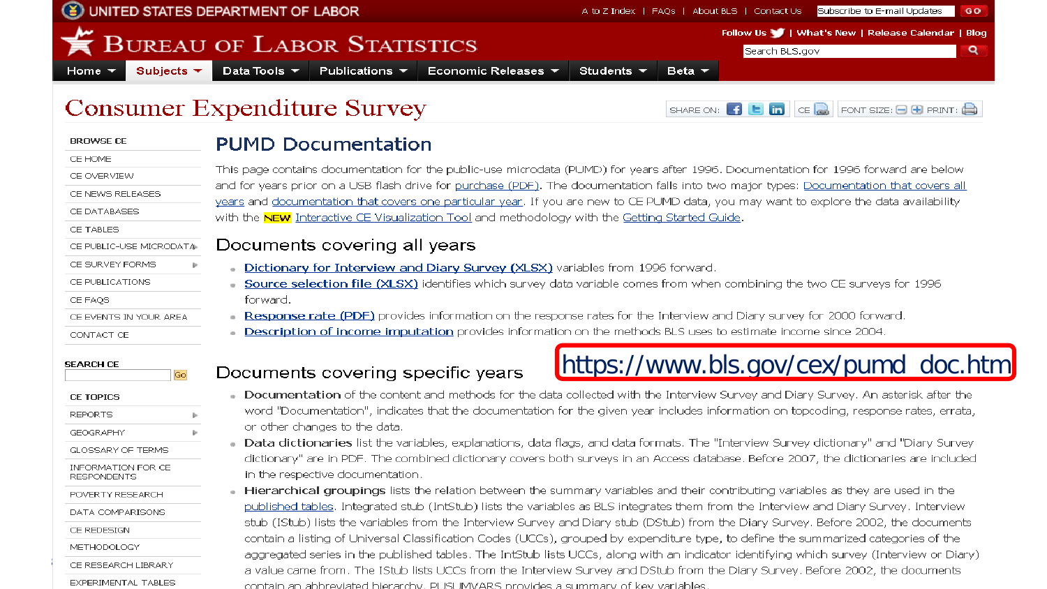UNITED STATES DEPARTMENT OF LABOR

A to Z Index | FAQs | About BLS | Contact Us | Subscribe to E-mail Updates GO

# BUREAU OF LABOR STATISTICS

Follow Us | What's New | Release Calendar | Blog

Search BLS.gov

Home | Subjects | Data Tools | Publications | Economic Releases | Students | Beta

# Consumer Expenditure Survey

SHARE ON: | CE | FONT SIZE: | PRINT:

BROWSE CE

- CE HOME
- CE OVERVIEW
- CE NEWS RELEASES
- CE DATABASES
- CE TABLES
- CE PUBLIC-USE MICRODATA
- CE SURVEY FORMS
- CE PUBLICATIONS
- CE FAQS
- CE EVENTS IN YOUR AREA
- CONTACT CE

SEARCH CE

Go

CE TOPICS

- REPORTS
- GEOGRAPHY
- GLOSSARY OF TERMS
- INFORMATION FOR CE RESPONDENTS
- POVERTY RESEARCH
- DATA COMPARISONS
- CE REDESIGN
- METHODOLOGY
- CE RESEARCH LIBRARY
- EXPERIMENTAL TABLES

## PUMD Documentation

This page contains documentation for the public-use microdata (PUMD) for years after 1996. Documentation for 1996 forward are below and for years prior on a USB flash drive for purchase (PDF). The documentation falls into two major types: Documentation that covers all years and documentation that covers one particular year. If you are new to CE PUMD data, you may want to explore the data availability with the NEW Interactive CE Visualization Tool and methodology with the Getting Started Guide.

## Documents covering all years

- **Dictionary for Interview and Diary Survey (XLSX)** variables from 1996 forward.
- **Source selection file (XLSX)** identifies which survey data variable comes from when combining the two CE surveys for 1996 forward.
- **Response rate (PDF)** provides information on the response rates for the Interview and Diary survey for 2000 forward.
- **Description of income imputation** provides information on the methods BLS uses to estimate income since 2004.

https://www.bls.gov/cex/pumd_doc.htm

## Documents covering specific years

- **Documentation** of the content and methods for the data collected with the Interview Survey and Diary Survey. An asterisk after the word "Documentation", indicates that the documentation for the given year includes information on topcoding, response rates, errata, or other changes to the data.
- **Data dictionaries** list the variables, explanations, data flags, and data formats. The "Interview Survey dictionary" and "Diary Survey dictionary" are in PDF. The combined dictionary covers both surveys in an Access database. Before 2007, the dictionaries are included in the respective documentation.
- **Hierarchical groupings** lists the relation between the summary variables and their contributing variables as they are used in the published tables. Integrated stub (IntStub) lists the variables as BLS integrates them from the Interview and Diary Survey. Interview stub (IStub) lists the variables from the Interview Survey and Diary stub (DStub) from the Diary Survey. Before 2002, the documents contain a listing of Universal Classification Codes (UCCs), grouped by expenditure type, to define the summarized categories of the aggregated series in the published tables. The IntStub lists UCCs, along with an indicator identifying which survey (Interview or Diary) a value came from. The IStub lists UCCs from the Interview Survey and DStub from the Diary Survey. Before 2002, the documents contain an abbreviated hierarchy. PUSUMVARS provides a summary of key variables.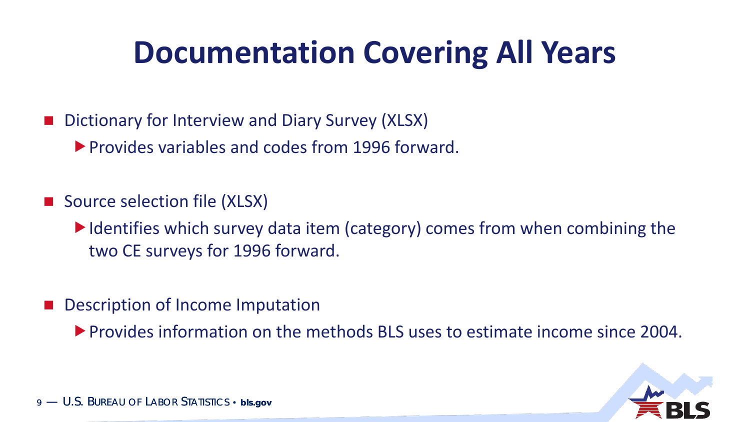# Documentation Covering All Years

- Dictionary for Interview and Diary Survey (XLSX)
  - Provides variables and codes from 1996 forward.
- Source selection file (XLSX)
  - Identifies which survey data item (category) comes from when combining the two CE surveys for 1996 forward.
- Description of Income Imputation
  - Provides information on the methods BLS uses to estimate income since 2004.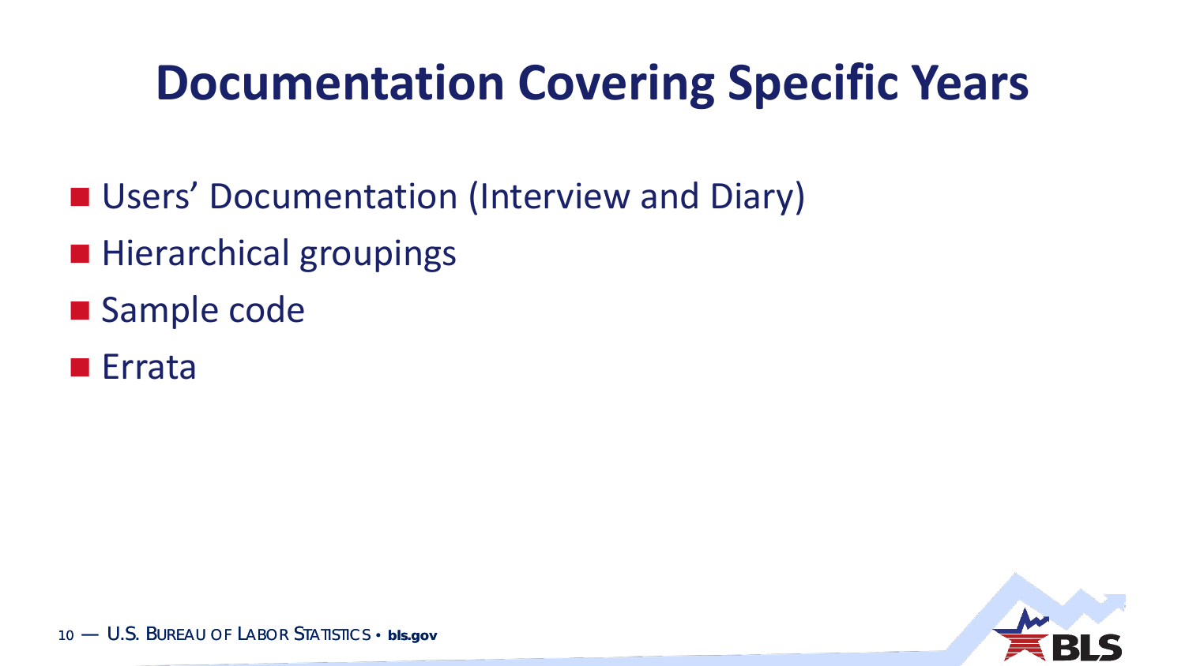# Documentation Covering Specific Years

- Users’ Documentation (Interview and Diary)
- Hierarchical groupings
- Sample code
- Errata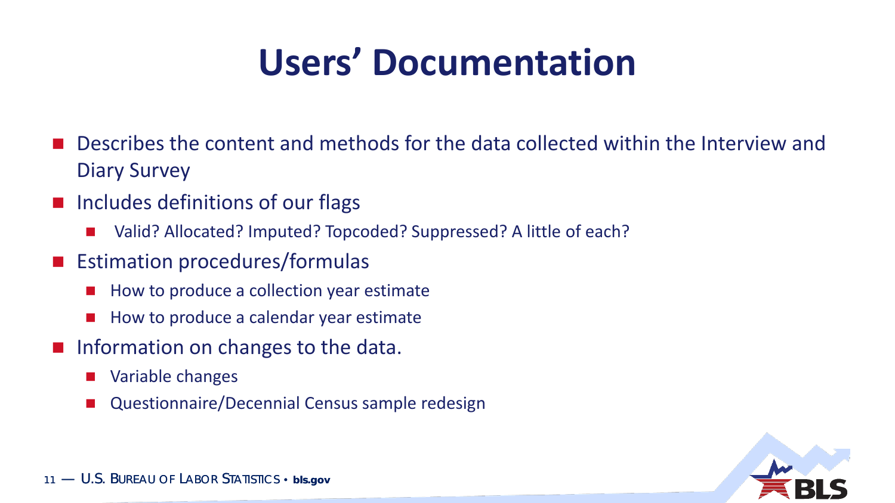# Users' Documentation

- Describes the content and methods for the data collected within the Interview and Diary Survey
- Includes definitions of our flags
  - Valid? Allocated? Imputed? Topcoded? Suppressed? A little of each?
- Estimation procedures/formulas
  - How to produce a collection year estimate
  - How to produce a calendar year estimate
- Information on changes to the data.
  - Variable changes
  - Questionnaire/Decennial Census sample redesign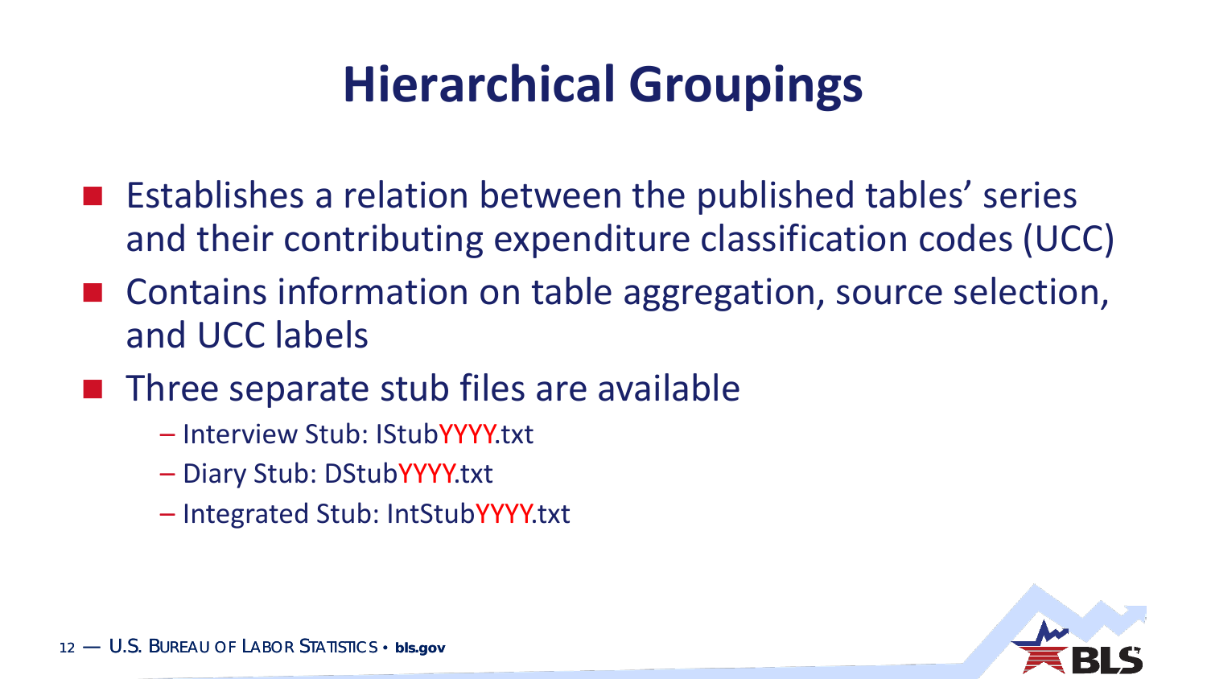# Hierarchical Groupings

- Establishes a relation between the published tables' series and their contributing expenditure classification codes (UCC)
- Contains information on table aggregation, source selection, and UCC labels
- Three separate stub files are available
  - Interview Stub: IStubYYYY.txt
  - Diary Stub: DStubYYYY.txt
  - Integrated Stub: IntStubYYYY.txt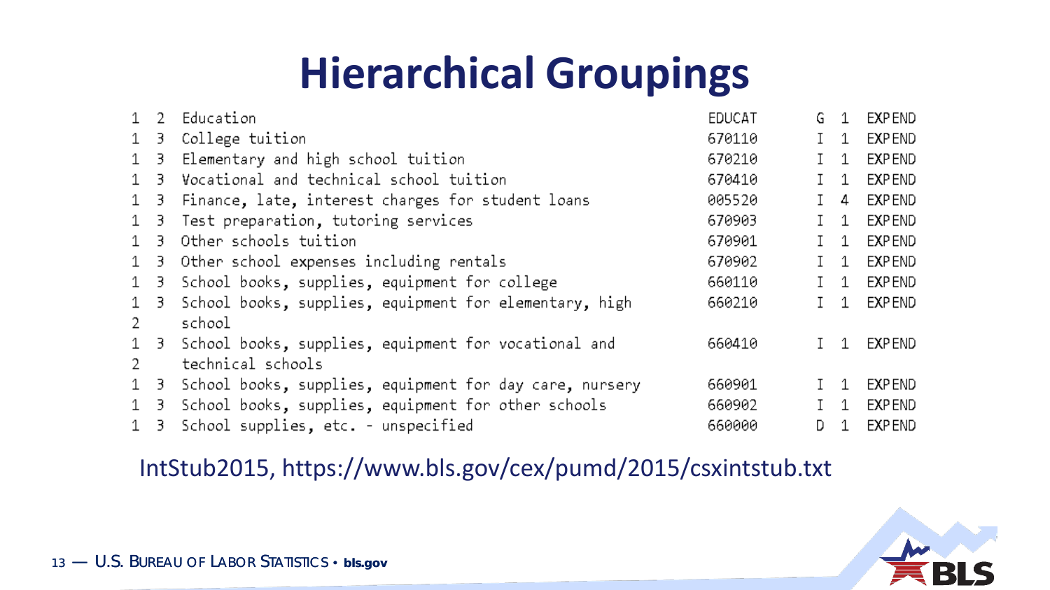# Hierarchical Groupings

```
1  2  Education                                                  EDUCAT    G  1  EXPEND
1  3  College tuition                                            670110    I  1  EXPEND
1  3  Elementary and high school tuition                         670210    I  1  EXPEND
1  3  Vocational and technical school tuition                    670410    I  1  EXPEND
1  3  Finance, late, interest charges for student loans          005520    I  4  EXPEND
1  3  Test preparation, tutoring services                        670903    I  1  EXPEND
1  3  Other schools tuition                                      670901    I  1  EXPEND
1  3  Other school expenses including rentals                    670902    I  1  EXPEND
1  3  School books, supplies, equipment for college              660110    I  1  EXPEND
1  3  School books, supplies, equipment for elementary, high     660210    I  1  EXPEND
2     school
1  3  School books, supplies, equipment for vocational and       660410    I  1  EXPEND
2     technical schools
1  3  School books, supplies, equipment for day care, nursery    660901    I  1  EXPEND
1  3  School books, supplies, equipment for other schools        660902    I  1  EXPEND
1  3  School supplies, etc. - unspecified                        660000    D  1  EXPEND
```

IntStub2015, https://www.bls.gov/cex/pumd/2015/csxintstub.txt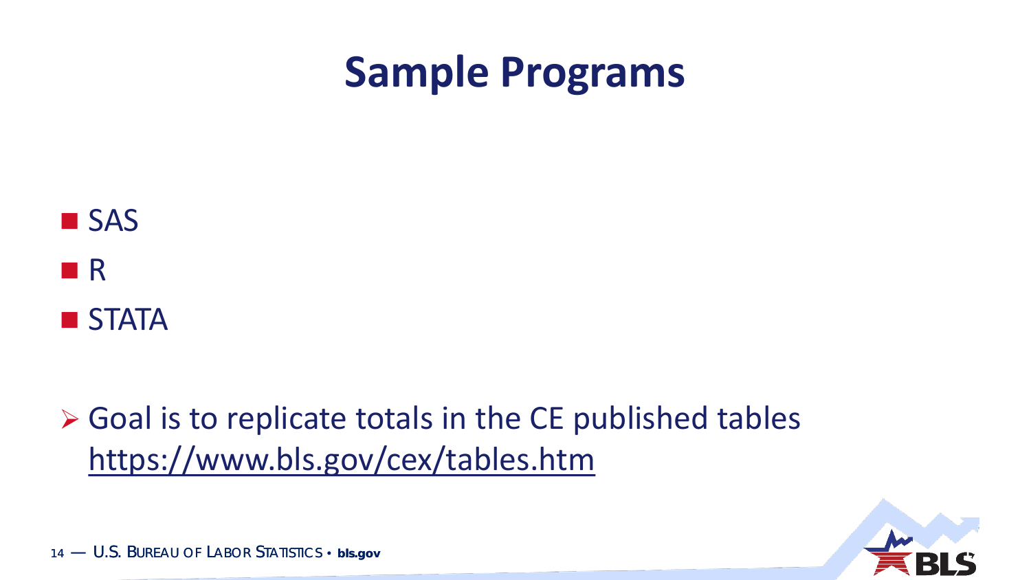# Sample Programs

- SAS
- R
- STATA

- Goal is to replicate totals in the CE published tables https://www.bls.gov/cex/tables.htm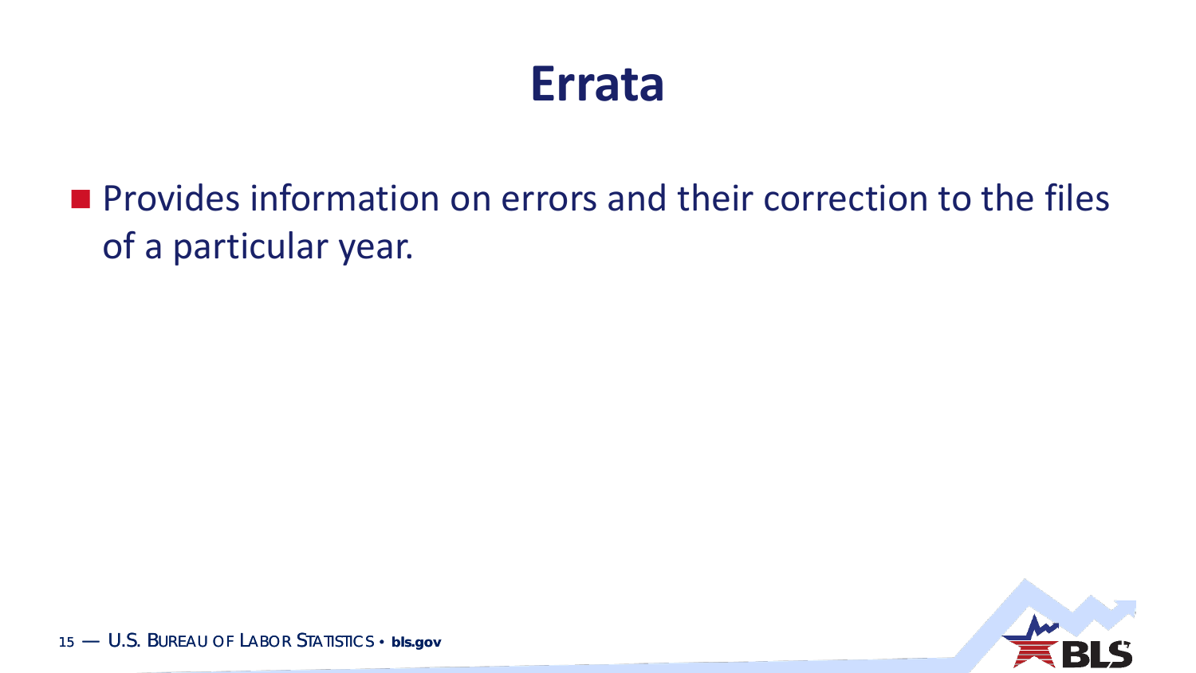# Errata

- Provides information on errors and their correction to the files of a particular year.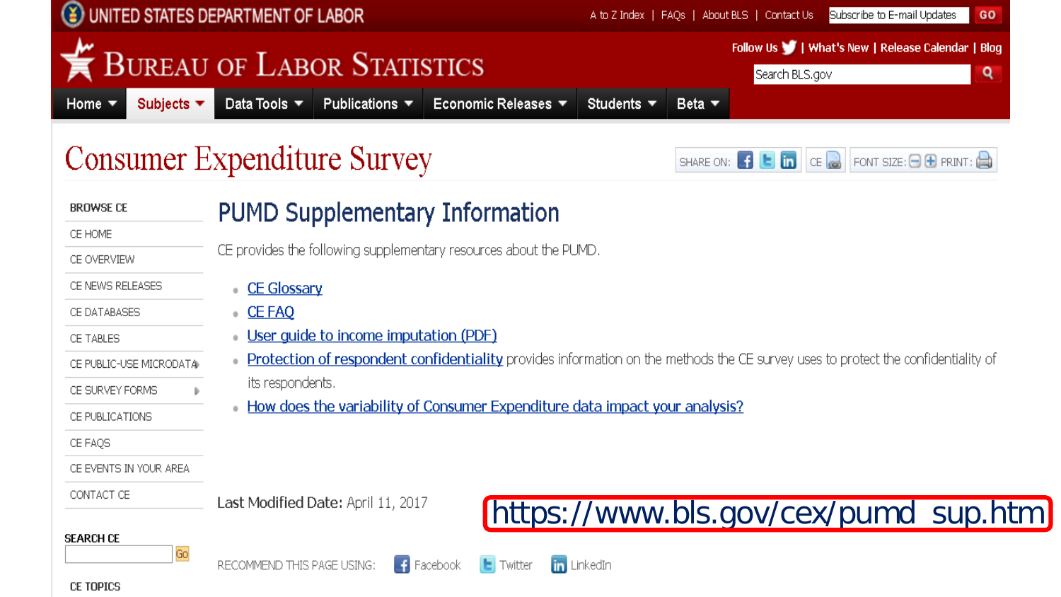UNITED STATES DEPARTMENT OF LABOR

A to Z Index | FAQs | About BLS | Contact Us | Subscribe to E-mail Updates GO

BUREAU OF LABOR STATISTICS

Follow Us | What's New | Release Calendar | Blog

Search BLS.gov

Home | Subjects | Data Tools | Publications | Economic Releases | Students | Beta

# Consumer Expenditure Survey

SHARE ON: | CE | FONT SIZE: | PRINT:

BROWSE CE

- CE HOME
- CE OVERVIEW
- CE NEWS RELEASES
- CE DATABASES
- CE TABLES
- CE PUBLIC-USE MICRODATA
- CE SURVEY FORMS
- CE PUBLICATIONS
- CE FAQS
- CE EVENTS IN YOUR AREA
- CONTACT CE

SEARCH CE

Go

CE TOPICS

## PUMD Supplementary Information

CE provides the following supplementary resources about the PUMD.

- CE Glossary
- CE FAQ
- User guide to income imputation (PDF)
- Protection of respondent confidentiality provides information on the methods the CE survey uses to protect the confidentiality of its respondents.
- How does the variability of Consumer Expenditure data impact your analysis?

Last Modified Date: April 11, 2017

https://www.bls.gov/cex/pumd_sup.htm

RECOMMEND THIS PAGE USING: Facebook Twitter LinkedIn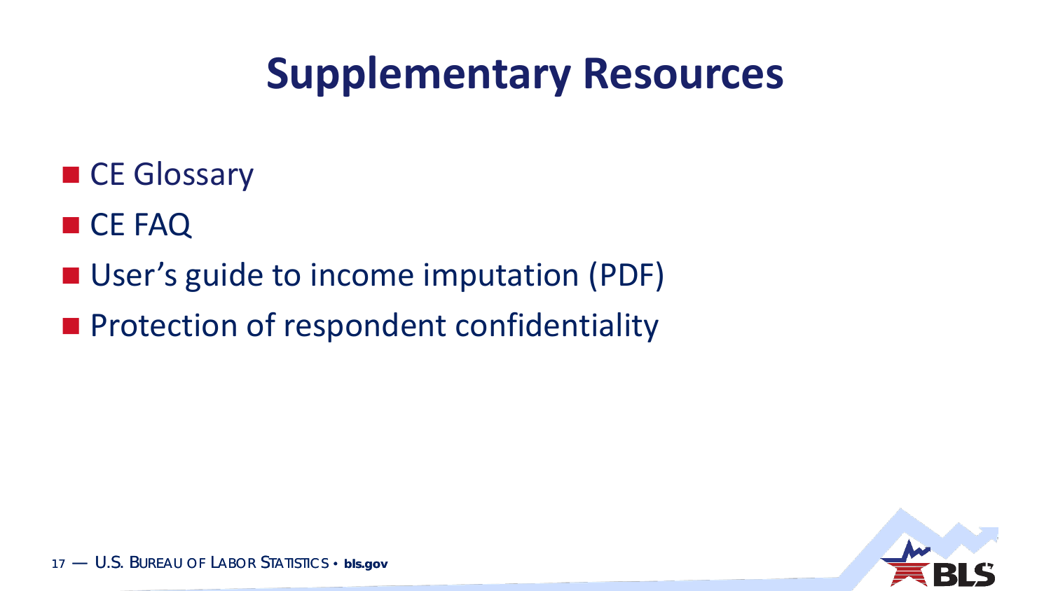# Supplementary Resources

- CE Glossary
- CE FAQ
- User's guide to income imputation (PDF)
- Protection of respondent confidentiality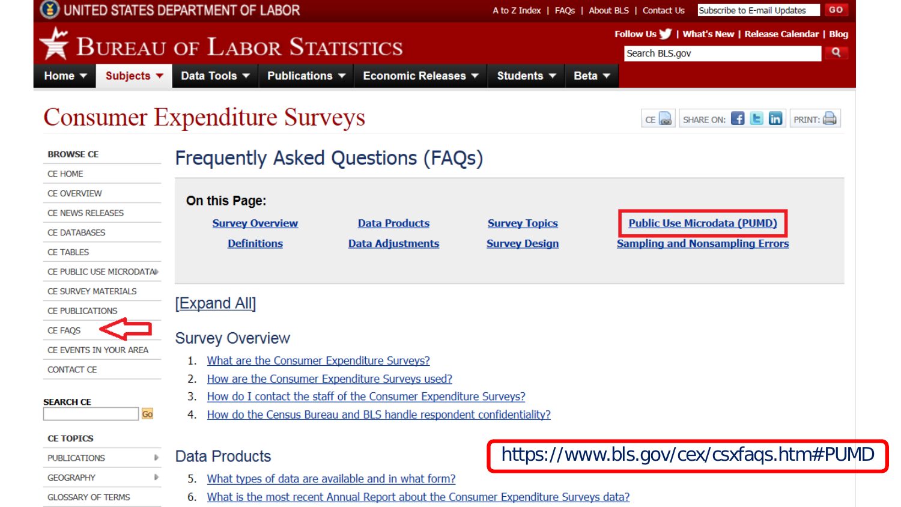UNITED STATES DEPARTMENT OF LABOR

A to Z Index | FAQs | About BLS | Contact Us | Subscribe to E-mail Updates GO

BUREAU OF LABOR STATISTICS

Follow Us | What's New | Release Calendar | Blog

Search BLS.gov

Home | Subjects | Data Tools | Publications | Economic Releases | Students | Beta

# Consumer Expenditure Surveys

CE | SHARE ON: | PRINT:

**BROWSE CE**

- CE HOME
- CE OVERVIEW
- CE NEWS RELEASES
- CE DATABASES
- CE TABLES
- CE PUBLIC USE MICRODATA
- CE SURVEY MATERIALS
- CE PUBLICATIONS
- CE FAQS
- CE EVENTS IN YOUR AREA
- CONTACT CE

**SEARCH CE**

Go

**CE TOPICS**

- PUBLICATIONS
- GEOGRAPHY
- GLOSSARY OF TERMS

## Frequently Asked Questions (FAQs)

**On this Page:**

| | | | |
|---|---|---|---|
| Survey Overview | Data Products | Survey Topics | Public Use Microdata (PUMD) |
| Definitions | Data Adjustments | Survey Design | Sampling and Nonsampling Errors |

[Expand All]

### Survey Overview

1. What are the Consumer Expenditure Surveys?
2. How are the Consumer Expenditure Surveys used?
3. How do I contact the staff of the Consumer Expenditure Surveys?
4. How do the Census Bureau and BLS handle respondent confidentiality?

### Data Products

5. What types of data are available and in what form?
6. What is the most recent Annual Report about the Consumer Expenditure Surveys data?

https://www.bls.gov/cex/csxfaqs.htm#PUMD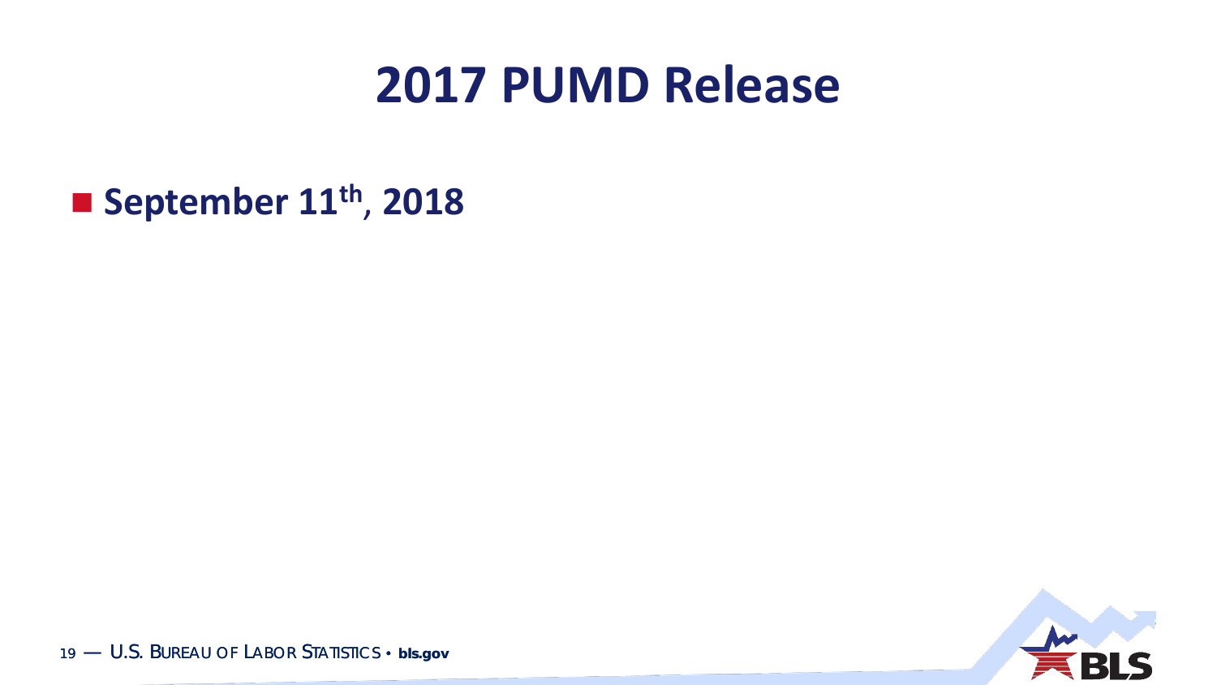# 2017 PUMD Release

- **September 11th, 2018**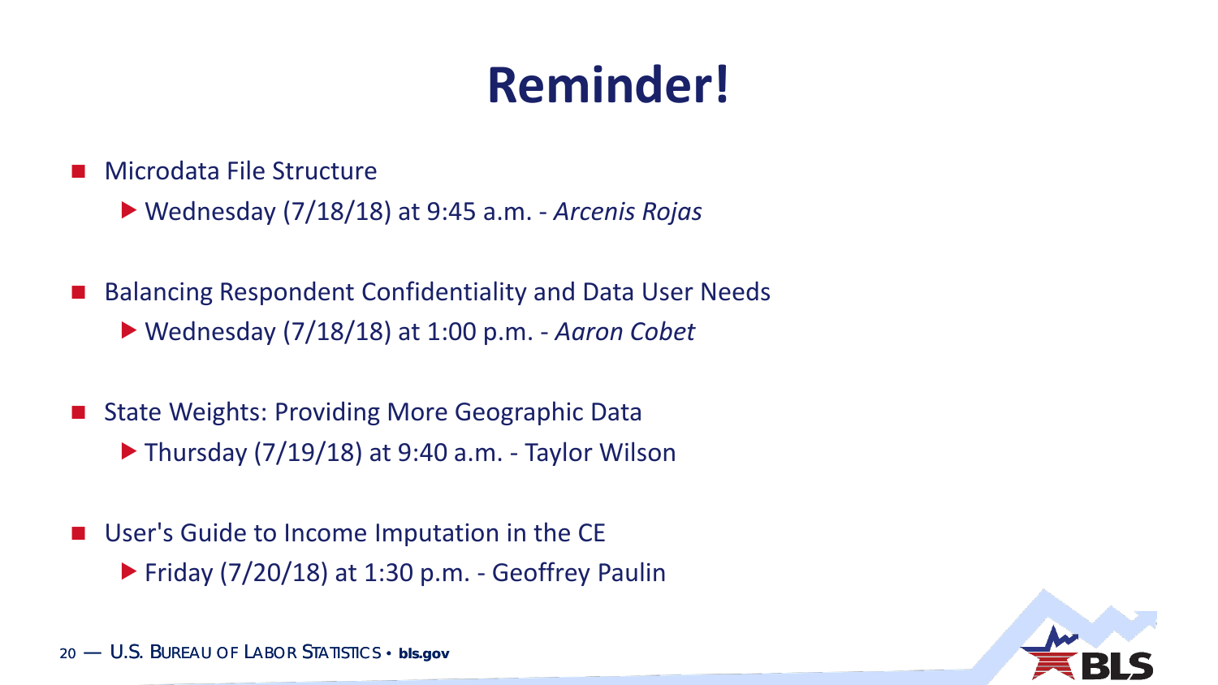# Reminder!

- Microdata File Structure
  - Wednesday (7/18/18) at 9:45 a.m. - *Arcenis Rojas*
- Balancing Respondent Confidentiality and Data User Needs
  - Wednesday (7/18/18) at 1:00 p.m. - *Aaron Cobet*
- State Weights: Providing More Geographic Data
  - Thursday (7/19/18) at 9:40 a.m. - Taylor Wilson
- User's Guide to Income Imputation in the CE
  - Friday (7/20/18) at 1:30 p.m. - Geoffrey Paulin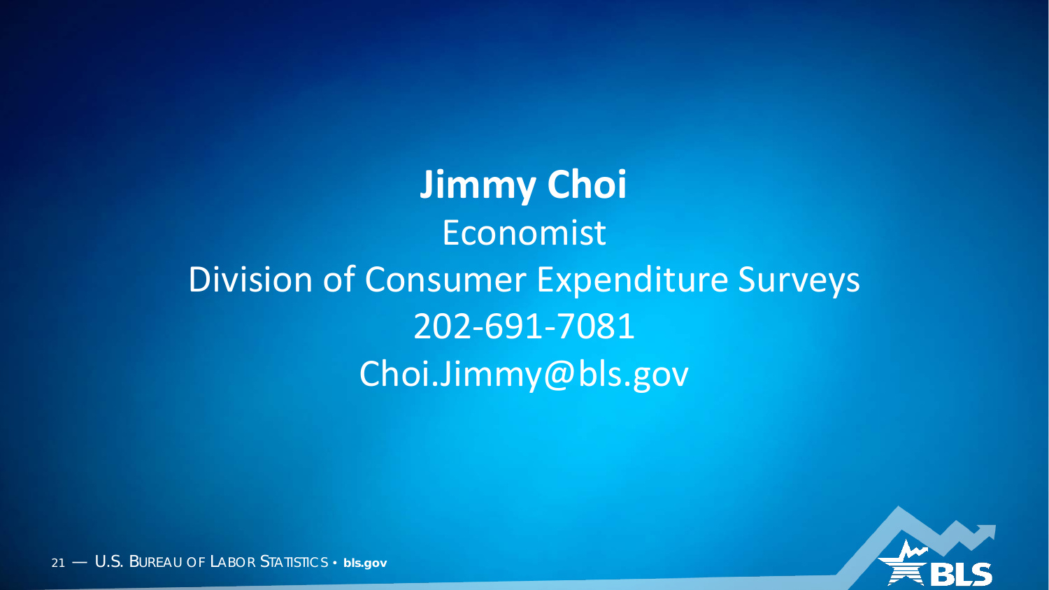**Jimmy Choi**

Economist

Division of Consumer Expenditure Surveys

202-691-7081

Choi.Jimmy@bls.gov